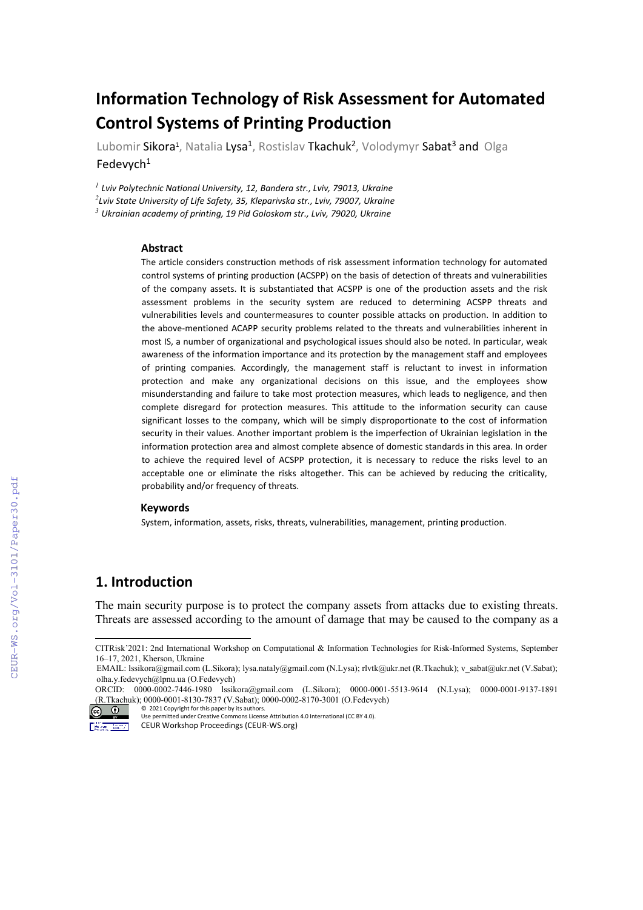# Information Technology of Risk Assessment for Automated Control Systems of Printing Production

Lubomir Sikora[1], Natalia Lysa[1], Rostislav Tkachuk[2], Volodymyr Sabat[3] and Olga Fedevych[1]

[1] *Lviv Polytechnic National University, 12, Bandera str., Lviv, 79013, Ukraine*
[2] *Lviv State University of Life Safety, 35, Kleparivska str., Lviv, 79007, Ukraine*
[3] *Ukrainian academy of printing, 19 Pid Goloskom str., Lviv, 79020, Ukraine*

### Abstract

The article considers construction methods of risk assessment information technology for automated control systems of printing production (ACSPP) on the basis of detection of threats and vulnerabilities of the company assets. It is substantiated that ACSPP is one of the production assets and the risk assessment problems in the security system are reduced to determining ACSPP threats and vulnerabilities levels and countermeasures to counter possible attacks on production. In addition to the above-mentioned ACAPP security problems related to the threats and vulnerabilities inherent in most IS, a number of organizational and psychological issues should also be noted. In particular, weak awareness of the information importance and its protection by the management staff and employees of printing companies. Accordingly, the management staff is reluctant to invest in information protection and make any organizational decisions on this issue, and the employees show misunderstanding and failure to take most protection measures, which leads to negligence, and then complete disregard for protection measures. This attitude to the information security can cause significant losses to the company, which will be simply disproportionate to the cost of information security in their values. Another important problem is the imperfection of Ukrainian legislation in the information protection area and almost complete absence of domestic standards in this area. In order to achieve the required level of ACSPP protection, it is necessary to reduce the risks level to an acceptable one or eliminate the risks altogether. This can be achieved by reducing the criticality, probability and/or frequency of threats.

### Keywords

System, information, assets, risks, threats, vulnerabilities, management, printing production.

## 1. Introduction

The main security purpose is to protect the company assets from attacks due to existing threats. Threats are assessed according to the amount of damage that may be caused to the company as a

---

CITRisk'2021: 2nd International Workshop on Computational & Information Technologies for Risk-Informed Systems, September 16–17, 2021, Kherson, Ukraine

EMAIL: lssikora@gmail.com (L.Sikora); lysa.nataly@gmail.com (N.Lysa); rlvtk@ukr.net (R.Tkachuk); v_sabat@ukr.net (V.Sabat); olha.y.fedevych@lpnu.ua (O.Fedevych)

ORCID: 0000-0002-7446-1980 lssikora@gmail.com (L.Sikora); 0000-0001-5513-9614 (N.Lysa); 0000-0001-9137-1891 (R.Tkachuk); 0000-0001-8130-7837 (V.Sabat); 0000-0002-8170-3001 (O.Fedevych)

© 2021 Copyright for this paper by its authors.
Use permitted under Creative Commons License Attribution 4.0 International (CC BY 4.0).
CEUR Workshop Proceedings (CEUR-WS.org)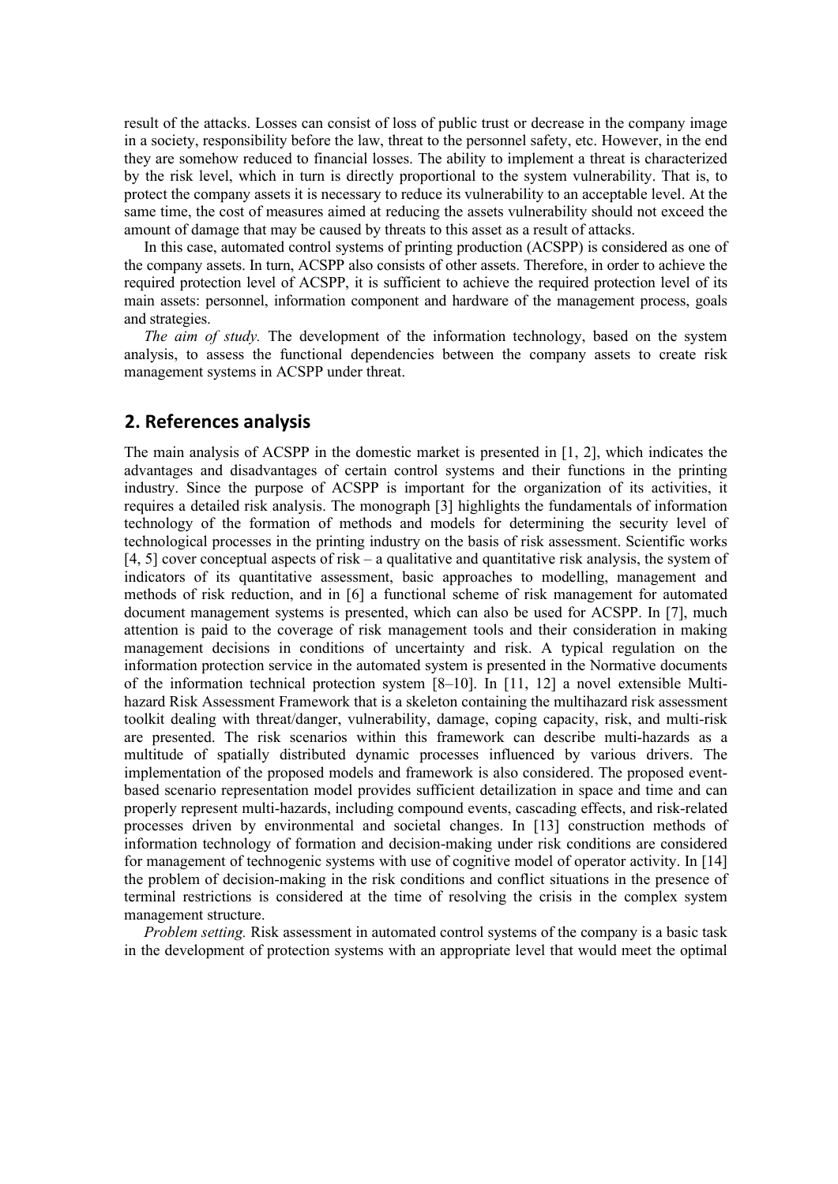result of the attacks. Losses can consist of loss of public trust or decrease in the company image in a society, responsibility before the law, threat to the personnel safety, etc. However, in the end they are somehow reduced to financial losses. The ability to implement a threat is characterized by the risk level, which in turn is directly proportional to the system vulnerability. That is, to protect the company assets it is necessary to reduce its vulnerability to an acceptable level. At the same time, the cost of measures aimed at reducing the assets vulnerability should not exceed the amount of damage that may be caused by threats to this asset as a result of attacks.

In this case, automated control systems of printing production (ACSPP) is considered as one of the company assets. In turn, ACSPP also consists of other assets. Therefore, in order to achieve the required protection level of ACSPP, it is sufficient to achieve the required protection level of its main assets: personnel, information component and hardware of the management process, goals and strategies.

*The aim of study.* The development of the information technology, based on the system analysis, to assess the functional dependencies between the company assets to create risk management systems in ACSPP under threat.

## 2. References analysis

The main analysis of ACSPP in the domestic market is presented in [1, 2], which indicates the advantages and disadvantages of certain control systems and their functions in the printing industry. Since the purpose of ACSPP is important for the organization of its activities, it requires a detailed risk analysis. The monograph [3] highlights the fundamentals of information technology of the formation of methods and models for determining the security level of technological processes in the printing industry on the basis of risk assessment. Scientific works [4, 5] cover conceptual aspects of risk – a qualitative and quantitative risk analysis, the system of indicators of its quantitative assessment, basic approaches to modelling, management and methods of risk reduction, and in [6] a functional scheme of risk management for automated document management systems is presented, which can also be used for ACSPP. In [7], much attention is paid to the coverage of risk management tools and their consideration in making management decisions in conditions of uncertainty and risk. A typical regulation on the information protection service in the automated system is presented in the Normative documents of the information technical protection system [8–10]. In [11, 12] a novel extensible Multi-hazard Risk Assessment Framework that is a skeleton containing the multihazard risk assessment toolkit dealing with threat/danger, vulnerability, damage, coping capacity, risk, and multi-risk are presented. The risk scenarios within this framework can describe multi-hazards as a multitude of spatially distributed dynamic processes influenced by various drivers. The implementation of the proposed models and framework is also considered. The proposed event-based scenario representation model provides sufficient detailization in space and time and can properly represent multi-hazards, including compound events, cascading effects, and risk-related processes driven by environmental and societal changes. In [13] construction methods of information technology of formation and decision-making under risk conditions are considered for management of technogenic systems with use of cognitive model of operator activity. In [14] the problem of decision-making in the risk conditions and conflict situations in the presence of terminal restrictions is considered at the time of resolving the crisis in the complex system management structure.

*Problem setting.* Risk assessment in automated control systems of the company is a basic task in the development of protection systems with an appropriate level that would meet the optimal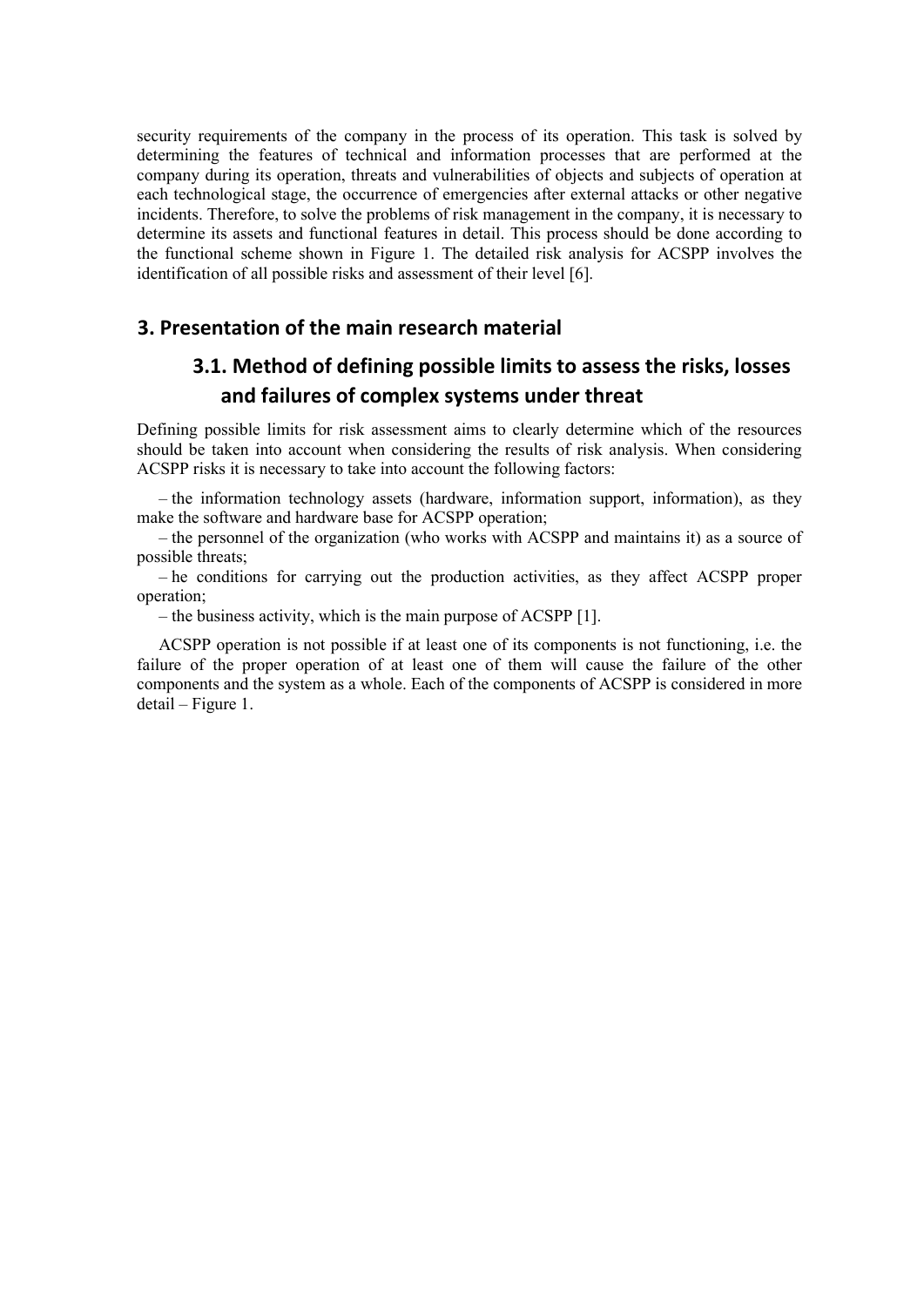security requirements of the company in the process of its operation. This task is solved by determining the features of technical and information processes that are performed at the company during its operation, threats and vulnerabilities of objects and subjects of operation at each technological stage, the occurrence of emergencies after external attacks or other negative incidents. Therefore, to solve the problems of risk management in the company, it is necessary to determine its assets and functional features in detail. This process should be done according to the functional scheme shown in Figure 1. The detailed risk analysis for ACSPP involves the identification of all possible risks and assessment of their level [6].

## 3. Presentation of the main research material

### 3.1. Method of defining possible limits to assess the risks, losses and failures of complex systems under threat

Defining possible limits for risk assessment aims to clearly determine which of the resources should be taken into account when considering the results of risk analysis. When considering ACSPP risks it is necessary to take into account the following factors:

– the information technology assets (hardware, information support, information), as they make the software and hardware base for ACSPP operation;

– the personnel of the organization (who works with ACSPP and maintains it) as a source of possible threats;

– he conditions for carrying out the production activities, as they affect ACSPP proper operation;

– the business activity, which is the main purpose of ACSPP [1].

ACSPP operation is not possible if at least one of its components is not functioning, i.e. the failure of the proper operation of at least one of them will cause the failure of the other components and the system as a whole. Each of the components of ACSPP is considered in more detail – Figure 1.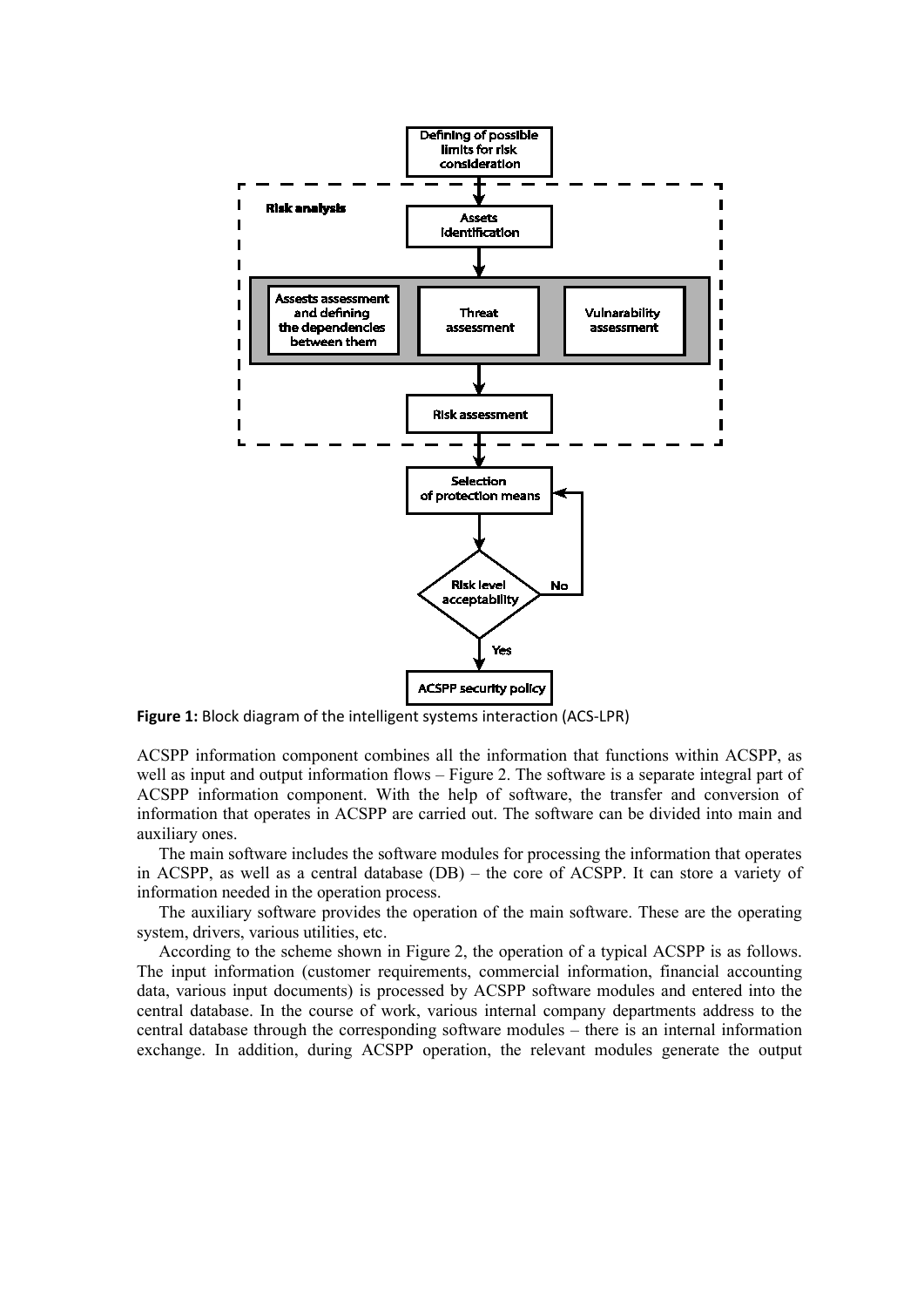Figure 1: Block diagram of the intelligent systems interaction (ACS-LPR)

ACSPP information component combines all the information that functions within ACSPP, as well as input and output information flows – Figure 2. The software is a separate integral part of ACSPP information component. With the help of software, the transfer and conversion of information that operates in ACSPP are carried out. The software can be divided into main and auxiliary ones.

The main software includes the software modules for processing the information that operates in ACSPP, as well as a central database (DB) – the core of ACSPP. It can store a variety of information needed in the operation process.

The auxiliary software provides the operation of the main software. These are the operating system, drivers, various utilities, etc.

According to the scheme shown in Figure 2, the operation of a typical ACSPP is as follows. The input information (customer requirements, commercial information, financial accounting data, various input documents) is processed by ACSPP software modules and entered into the central database. In the course of work, various internal company departments address to the central database through the corresponding software modules – there is an internal information exchange. In addition, during ACSPP operation, the relevant modules generate the output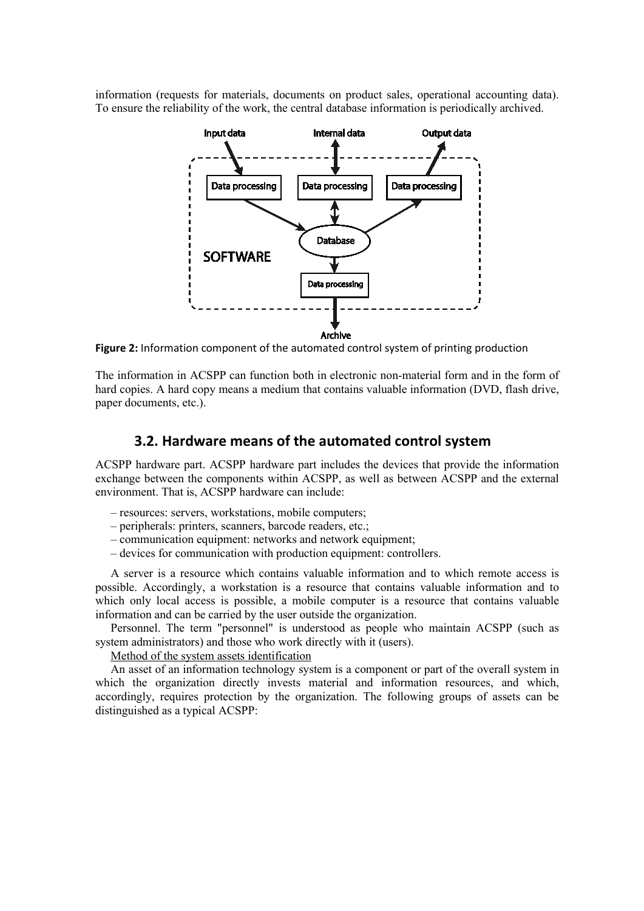information (requests for materials, documents on product sales, operational accounting data). To ensure the reliability of the work, the central database information is periodically archived.

**Figure 2:** Information component of the automated control system of printing production

The information in ACSPP can function both in electronic non-material form and in the form of hard copies. A hard copy means a medium that contains valuable information (DVD, flash drive, paper documents, etc.).

## 3.2. Hardware means of the automated control system

ACSPP hardware part. ACSPP hardware part includes the devices that provide the information exchange between the components within ACSPP, as well as between ACSPP and the external environment. That is, ACSPP hardware can include:

- resources: servers, workstations, mobile computers;
- peripherals: printers, scanners, barcode readers, etc.;
- communication equipment: networks and network equipment;
- devices for communication with production equipment: controllers.

A server is a resource which contains valuable information and to which remote access is possible. Accordingly, a workstation is a resource that contains valuable information and to which only local access is possible, a mobile computer is a resource that contains valuable information and can be carried by the user outside the organization.

Personnel. The term "personnel" is understood as people who maintain ACSPP (such as system administrators) and those who work directly with it (users).

Method of the system assets identification

An asset of an information technology system is a component or part of the overall system in which the organization directly invests material and information resources, and which, accordingly, requires protection by the organization. The following groups of assets can be distinguished as a typical ACSPP: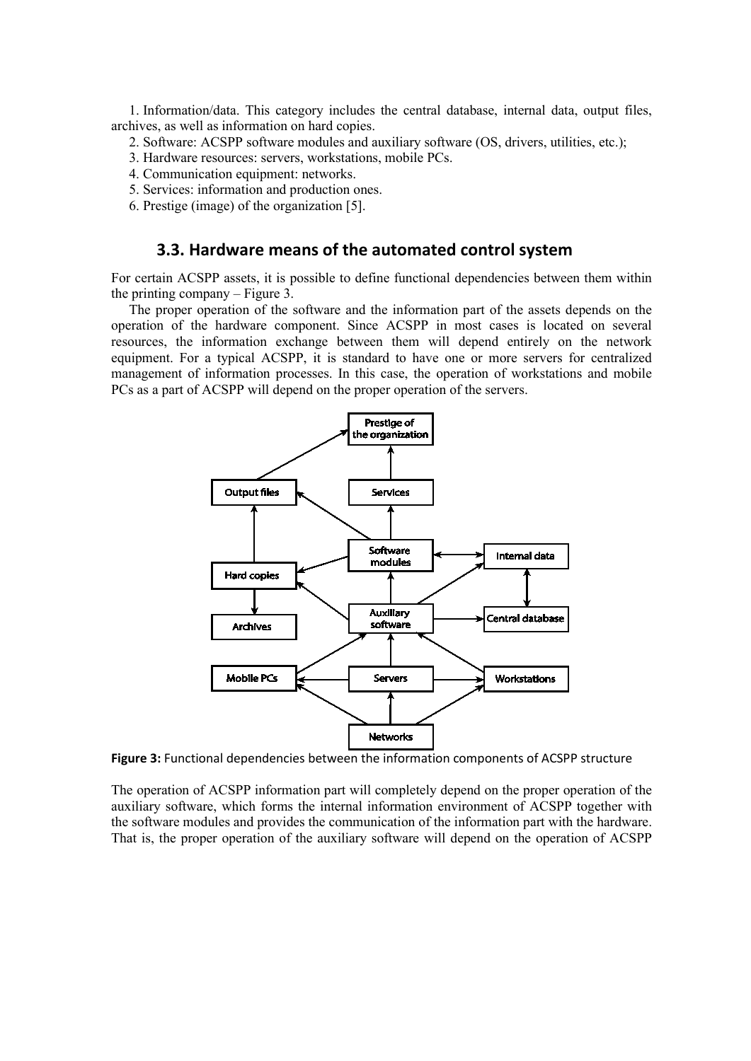1. Information/data. This category includes the central database, internal data, output files, archives, as well as information on hard copies.

2. Software: ACSPP software modules and auxiliary software (OS, drivers, utilities, etc.);

3. Hardware resources: servers, workstations, mobile PCs.

4. Communication equipment: networks.

5. Services: information and production ones.

6. Prestige (image) of the organization [5].

## 3.3. Hardware means of the automated control system

For certain ACSPP assets, it is possible to define functional dependencies between them within the printing company – Figure 3.

The proper operation of the software and the information part of the assets depends on the operation of the hardware component. Since ACSPP in most cases is located on several resources, the information exchange between them will depend entirely on the network equipment. For a typical ACSPP, it is standard to have one or more servers for centralized management of information processes. In this case, the operation of workstations and mobile PCs as a part of ACSPP will depend on the proper operation of the servers.

**Figure 3:** Functional dependencies between the information components of ACSPP structure

The operation of ACSPP information part will completely depend on the proper operation of the auxiliary software, which forms the internal information environment of ACSPP together with the software modules and provides the communication of the information part with the hardware. That is, the proper operation of the auxiliary software will depend on the operation of ACSPP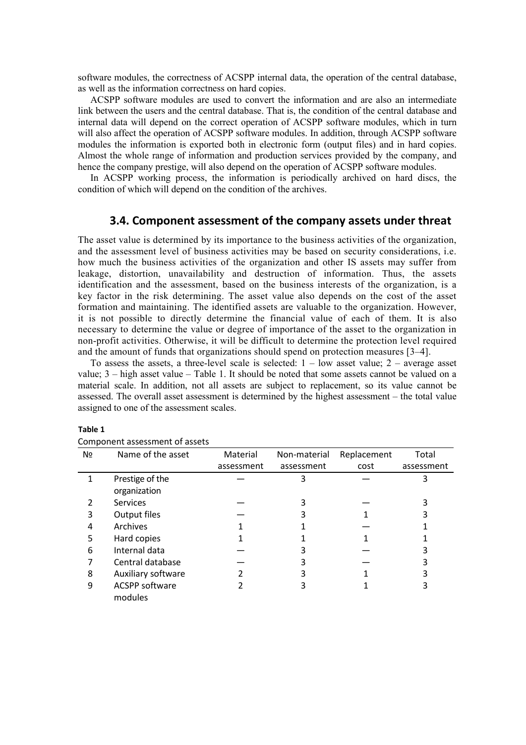software modules, the correctness of ACSPP internal data, the operation of the central database, as well as the information correctness on hard copies.

ACSPP software modules are used to convert the information and are also an intermediate link between the users and the central database. That is, the condition of the central database and internal data will depend on the correct operation of ACSPP software modules, which in turn will also affect the operation of ACSPP software modules. In addition, through ACSPP software modules the information is exported both in electronic form (output files) and in hard copies. Almost the whole range of information and production services provided by the company, and hence the company prestige, will also depend on the operation of ACSPP software modules.

In ACSPP working process, the information is periodically archived on hard discs, the condition of which will depend on the condition of the archives.

## 3.4. Component assessment of the company assets under threat

The asset value is determined by its importance to the business activities of the organization, and the assessment level of business activities may be based on security considerations, i.e. how much the business activities of the organization and other IS assets may suffer from leakage, distortion, unavailability and destruction of information. Thus, the assets identification and the assessment, based on the business interests of the organization, is a key factor in the risk determining. The asset value also depends on the cost of the asset formation and maintaining. The identified assets are valuable to the organization. However, it is not possible to directly determine the financial value of each of them. It is also necessary to determine the value or degree of importance of the asset to the organization in non-profit activities. Otherwise, it will be difficult to determine the protection level required and the amount of funds that organizations should spend on protection measures [3–4].

To assess the assets, a three-level scale is selected: 1 – low asset value; 2 – average asset value; 3 – high asset value – Table 1. It should be noted that some assets cannot be valued on a material scale. In addition, not all assets are subject to replacement, so its value cannot be assessed. The overall asset assessment is determined by the highest assessment – the total value assigned to one of the assessment scales.

**Table 1**

Component assessment of assets

| № | Name of the asset | Material assessment | Non-material assessment | Replacement cost | Total assessment |
|---|---|---|---|---|---|
| 1 | Prestige of the organization | — | 3 | — | 3 |
| 2 | Services | — | 3 | — | 3 |
| 3 | Output files | — | 3 | 1 | 3 |
| 4 | Archives | 1 | 1 | — | 1 |
| 5 | Hard copies | 1 | 1 | 1 | 1 |
| 6 | Internal data | — | 3 | — | 3 |
| 7 | Central database | — | 3 | — | 3 |
| 8 | Auxiliary software | 2 | 3 | 1 | 3 |
| 9 | ACSPP software modules | 2 | 3 | 1 | 3 |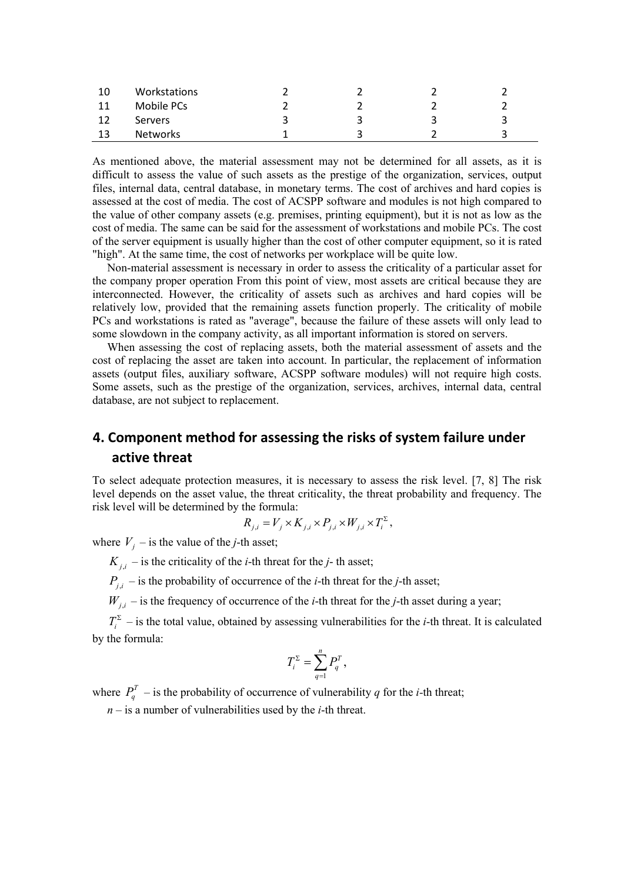| 10 | Workstations | 2 | 2 | 2 | 2 |
|---|---|---|---|---|---|
| 11 | Mobile PCs | 2 | 2 | 2 | 2 |
| 12 | Servers | 3 | 3 | 3 | 3 |
| 13 | Networks | 1 | 3 | 2 | 3 |

As mentioned above, the material assessment may not be determined for all assets, as it is difficult to assess the value of such assets as the prestige of the organization, services, output files, internal data, central database, in monetary terms. The cost of archives and hard copies is assessed at the cost of media. The cost of ACSPP software and modules is not high compared to the value of other company assets (e.g. premises, printing equipment), but it is not as low as the cost of media. The same can be said for the assessment of workstations and mobile PCs. The cost of the server equipment is usually higher than the cost of other computer equipment, so it is rated "high". At the same time, the cost of networks per workplace will be quite low.

Non-material assessment is necessary in order to assess the criticality of a particular asset for the company proper operation From this point of view, most assets are critical because they are interconnected. However, the criticality of assets such as archives and hard copies will be relatively low, provided that the remaining assets function properly. The criticality of mobile PCs and workstations is rated as "average", because the failure of these assets will only lead to some slowdown in the company activity, as all important information is stored on servers.

When assessing the cost of replacing assets, both the material assessment of assets and the cost of replacing the asset are taken into account. In particular, the replacement of information assets (output files, auxiliary software, ACSPP software modules) will not require high costs. Some assets, such as the prestige of the organization, services, archives, internal data, central database, are not subject to replacement.

## 4. Component method for assessing the risks of system failure under active threat

To select adequate protection measures, it is necessary to assess the risk level. [7, 8] The risk level depends on the asset value, the threat criticality, the threat probability and frequency. The risk level will be determined by the formula:

$$R_{j,i} = V_j \times K_{j,i} \times P_{j,i} \times W_{j,i} \times T_i^{\Sigma},$$

where $V_j$ – is the value of the *j*-th asset;

$K_{j,i}$ – is the criticality of the *i*-th threat for the *j*- th asset;

$P_{j,i}$ – is the probability of occurrence of the *i*-th threat for the *j*-th asset;

$W_{j,i}$ – is the frequency of occurrence of the *i*-th threat for the *j*-th asset during a year;

$T_i^{\Sigma}$ – is the total value, obtained by assessing vulnerabilities for the *i*-th threat. It is calculated by the formula:

$$T_i^{\Sigma} = \sum_{q=1}^{n} P_q^T,$$

where $P_q^T$ – is the probability of occurrence of vulnerability *q* for the *i*-th threat;

*n* – is a number of vulnerabilities used by the *i*-th threat.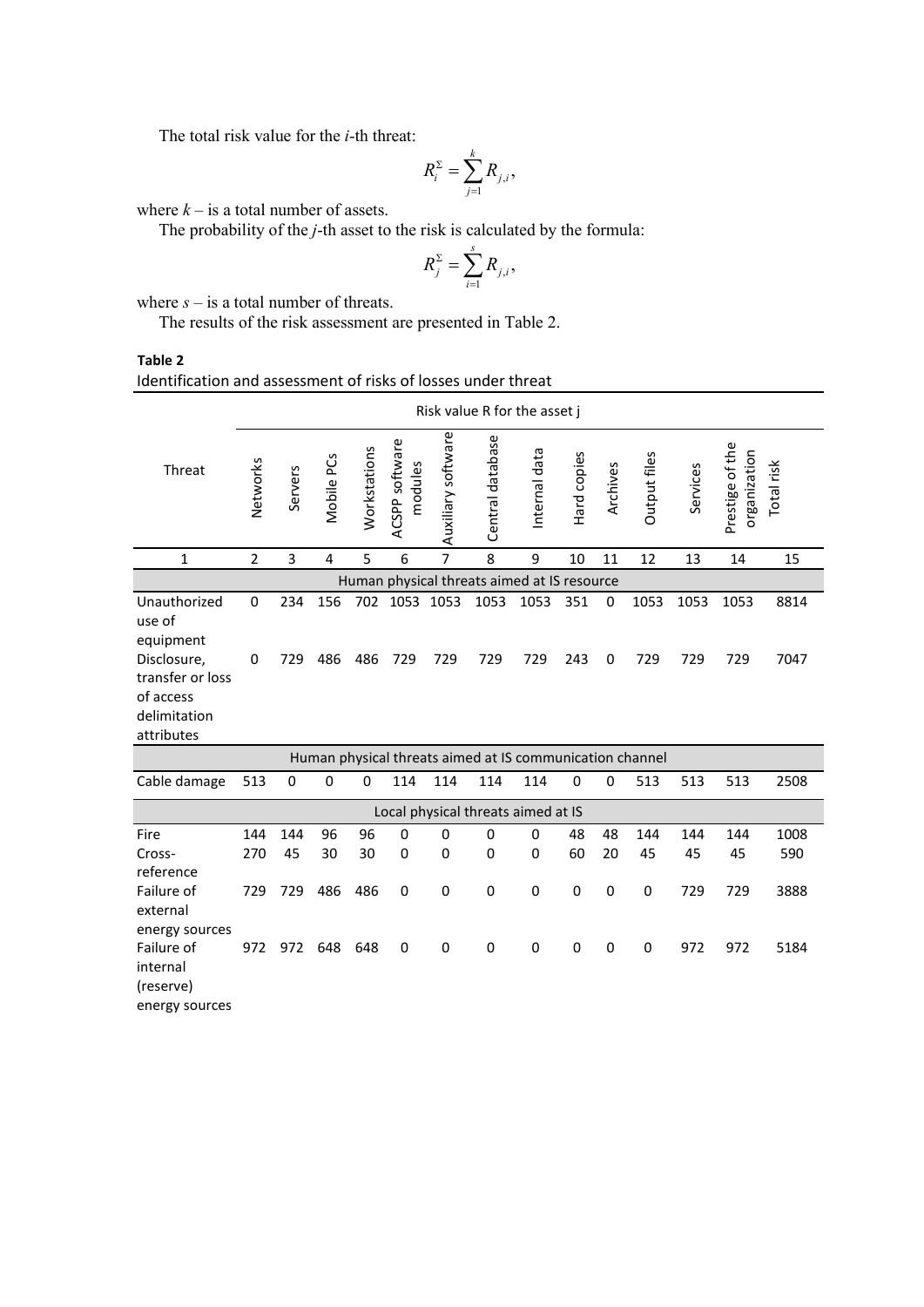The total risk value for the *i*-th threat:

$$R_i^{\Sigma} = \sum_{j=1}^{k} R_{j,i},$$

where $k$ – is a total number of assets.

The probability of the *j*-th asset to the risk is calculated by the formula:

$$R_j^{\Sigma} = \sum_{i=1}^{s} R_{j,i},$$

where $s$ – is a total number of threats.

The results of the risk assessment are presented in Table 2.

**Table 2**

Identification and assessment of risks of losses under threat

| Threat | Risk value R for the asset j | | | | | | | | | | | | | |
|---|---|---|---|---|---|---|---|---|---|---|---|---|---|---|
| | Networks | Servers | Mobile PCs | Workstations | ACSPP software modules | Auxiliary software | Central database | Internal data | Hard copies | Archives | Output files | Services | Prestige of the organization | Total risk |
| 1 | 2 | 3 | 4 | 5 | 6 | 7 | 8 | 9 | 10 | 11 | 12 | 13 | 14 | 15 |
| **Human physical threats aimed at IS resource** | | | | | | | | | | | | | | |
| Unauthorized use of equipment | 0 | 234 | 156 | 702 | 1053 | 1053 | 1053 | 1053 | 351 | 0 | 1053 | 1053 | 1053 | 8814 |
| Disclosure, transfer or loss of access delimitation attributes | 0 | 729 | 486 | 486 | 729 | 729 | 729 | 729 | 243 | 0 | 729 | 729 | 729 | 7047 |
| **Human physical threats aimed at IS communication channel** | | | | | | | | | | | | | | |
| Cable damage | 513 | 0 | 0 | 0 | 114 | 114 | 114 | 114 | 0 | 0 | 513 | 513 | 513 | 2508 |
| **Local physical threats aimed at IS** | | | | | | | | | | | | | | |
| Fire | 144 | 144 | 96 | 96 | 0 | 0 | 0 | 0 | 48 | 48 | 144 | 144 | 144 | 1008 |
| Cross-reference | 270 | 45 | 30 | 30 | 0 | 0 | 0 | 0 | 60 | 20 | 45 | 45 | 45 | 590 |
| Failure of external energy sources | 729 | 729 | 486 | 486 | 0 | 0 | 0 | 0 | 0 | 0 | 0 | 729 | 729 | 3888 |
| Failure of internal (reserve) energy sources | 972 | 972 | 648 | 648 | 0 | 0 | 0 | 0 | 0 | 0 | 0 | 972 | 972 | 5184 |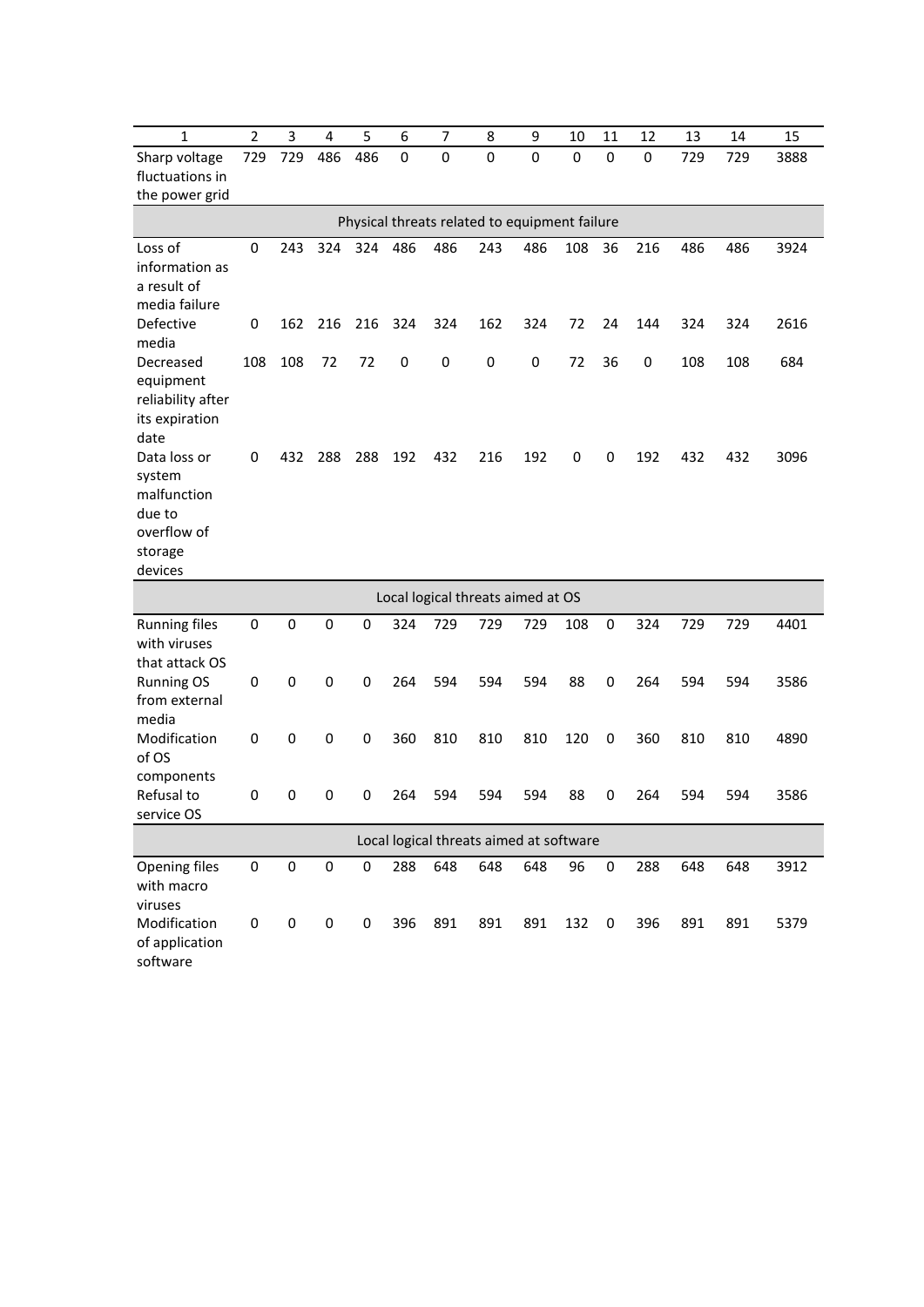| 1 | 2 | 3 | 4 | 5 | 6 | 7 | 8 | 9 | 10 | 11 | 12 | 13 | 14 | 15 |
|---|---|---|---|---|---|---|---|---|---|---|---|---|---|---|
| Sharp voltage fluctuations in the power grid | 729 | 729 | 486 | 486 | 0 | 0 | 0 | 0 | 0 | 0 | 0 | 729 | 729 | 3888 |
| Physical threats related to equipment failure | | | | | | | | | | | | | | |
| Loss of information as a result of media failure | 0 | 243 | 324 | 324 | 486 | 486 | 243 | 486 | 108 | 36 | 216 | 486 | 486 | 3924 |
| Defective media | 0 | 162 | 216 | 216 | 324 | 324 | 162 | 324 | 72 | 24 | 144 | 324 | 324 | 2616 |
| Decreased equipment reliability after its expiration date | 108 | 108 | 72 | 72 | 0 | 0 | 0 | 0 | 72 | 36 | 0 | 108 | 108 | 684 |
| Data loss or system malfunction due to overflow of storage devices | 0 | 432 | 288 | 288 | 192 | 432 | 216 | 192 | 0 | 0 | 192 | 432 | 432 | 3096 |
| Local logical threats aimed at OS | | | | | | | | | | | | | | |
| Running files with viruses that attack OS | 0 | 0 | 0 | 0 | 324 | 729 | 729 | 729 | 108 | 0 | 324 | 729 | 729 | 4401 |
| Running OS from external media | 0 | 0 | 0 | 0 | 264 | 594 | 594 | 594 | 88 | 0 | 264 | 594 | 594 | 3586 |
| Modification of OS components | 0 | 0 | 0 | 0 | 360 | 810 | 810 | 810 | 120 | 0 | 360 | 810 | 810 | 4890 |
| Refusal to service OS | 0 | 0 | 0 | 0 | 264 | 594 | 594 | 594 | 88 | 0 | 264 | 594 | 594 | 3586 |
| Local logical threats aimed at software | | | | | | | | | | | | | | |
| Opening files with macro viruses | 0 | 0 | 0 | 0 | 288 | 648 | 648 | 648 | 96 | 0 | 288 | 648 | 648 | 3912 |
| Modification of application software | 0 | 0 | 0 | 0 | 396 | 891 | 891 | 891 | 132 | 0 | 396 | 891 | 891 | 5379 |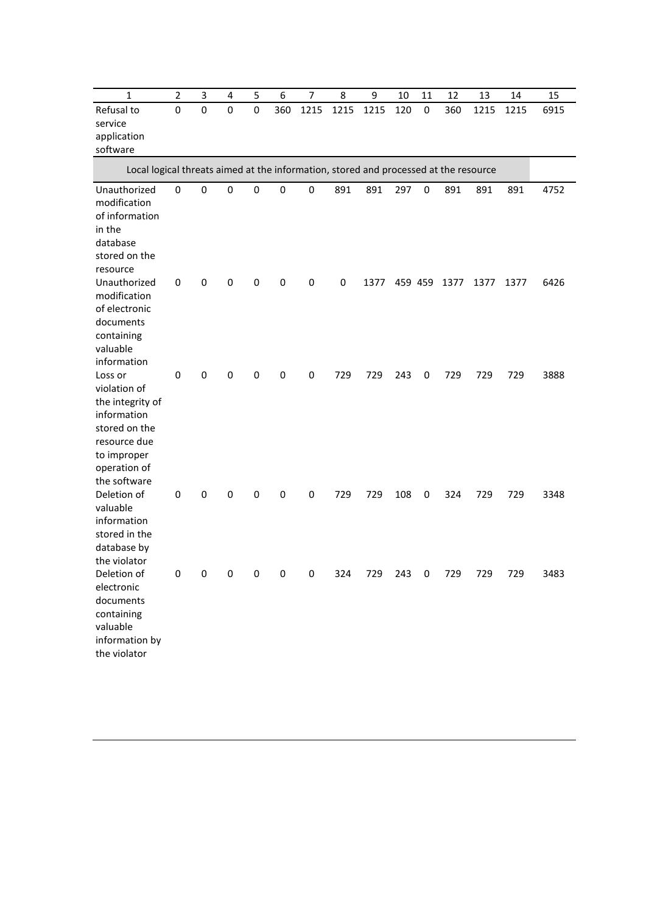| 1 | 2 | 3 | 4 | 5 | 6 | 7 | 8 | 9 | 10 | 11 | 12 | 13 | 14 | 15 |
|---|---|---|---|---|---|---|---|---|---|---|---|---|---|---|
| Refusal to service application software | 0 | 0 | 0 | 0 | 360 | 1215 | 1215 | 1215 | 120 | 0 | 360 | 1215 | 1215 | 6915 |
| Local logical threats aimed at the information, stored and processed at the resource | | | | | | | | | | | | | | |
| Unauthorized modification of information in the database stored on the resource | 0 | 0 | 0 | 0 | 0 | 0 | 891 | 891 | 297 | 0 | 891 | 891 | 891 | 4752 |
| Unauthorized modification of electronic documents containing valuable information | 0 | 0 | 0 | 0 | 0 | 0 | 0 | 1377 | 459 | 459 | 1377 | 1377 | 1377 | 6426 |
| Loss or violation of the integrity of information stored on the resource due to improper operation of the software | 0 | 0 | 0 | 0 | 0 | 0 | 729 | 729 | 243 | 0 | 729 | 729 | 729 | 3888 |
| Deletion of valuable information stored in the database by the violator | 0 | 0 | 0 | 0 | 0 | 0 | 729 | 729 | 108 | 0 | 324 | 729 | 729 | 3348 |
| Deletion of electronic documents containing valuable information by the violator | 0 | 0 | 0 | 0 | 0 | 0 | 324 | 729 | 243 | 0 | 729 | 729 | 729 | 3483 |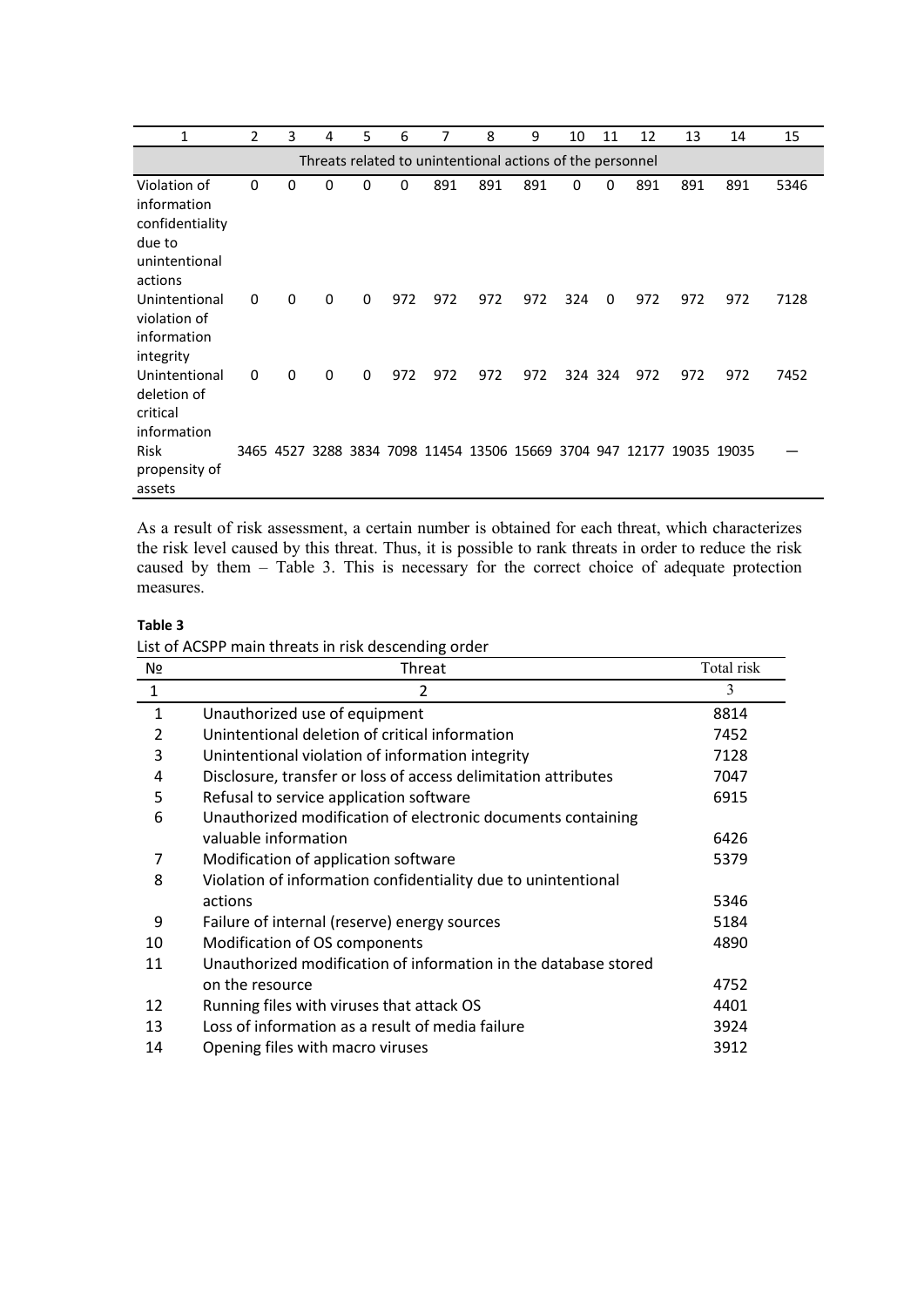| 1 | 2 | 3 | 4 | 5 | 6 | 7 | 8 | 9 | 10 | 11 | 12 | 13 | 14 | 15 |
|---|---|---|---|---|---|---|---|---|---|---|---|---|---|---|
| Threats related to unintentional actions of the personnel | | | | | | | | | | | | | | |
| Violation of information confidentiality due to unintentional actions | 0 | 0 | 0 | 0 | 0 | 891 | 891 | 891 | 0 | 0 | 891 | 891 | 891 | 5346 |
| Unintentional violation of information integrity | 0 | 0 | 0 | 0 | 972 | 972 | 972 | 972 | 324 | 0 | 972 | 972 | 972 | 7128 |
| Unintentional deletion of critical information | 0 | 0 | 0 | 0 | 972 | 972 | 972 | 972 | 324 | 324 | 972 | 972 | 972 | 7452 |
| Risk propensity of assets | 3465 | 4527 | 3288 | 3834 | 7098 | 11454 | 13506 | 15669 | 3704 | 947 | 12177 | 19035 | 19035 | — |

As a result of risk assessment, a certain number is obtained for each threat, which characterizes the risk level caused by this threat. Thus, it is possible to rank threats in order to reduce the risk caused by them – Table 3. This is necessary for the correct choice of adequate protection measures.

**Table 3**

List of ACSPP main threats in risk descending order

| № | Threat | Total risk |
|---|---|---|
| 1 | 2 | 3 |
| 1 | Unauthorized use of equipment | 8814 |
| 2 | Unintentional deletion of critical information | 7452 |
| 3 | Unintentional violation of information integrity | 7128 |
| 4 | Disclosure, transfer or loss of access delimitation attributes | 7047 |
| 5 | Refusal to service application software | 6915 |
| 6 | Unauthorized modification of electronic documents containing valuable information | 6426 |
| 7 | Modification of application software | 5379 |
| 8 | Violation of information confidentiality due to unintentional actions | 5346 |
| 9 | Failure of internal (reserve) energy sources | 5184 |
| 10 | Modification of OS components | 4890 |
| 11 | Unauthorized modification of information in the database stored on the resource | 4752 |
| 12 | Running files with viruses that attack OS | 4401 |
| 13 | Loss of information as a result of media failure | 3924 |
| 14 | Opening files with macro viruses | 3912 |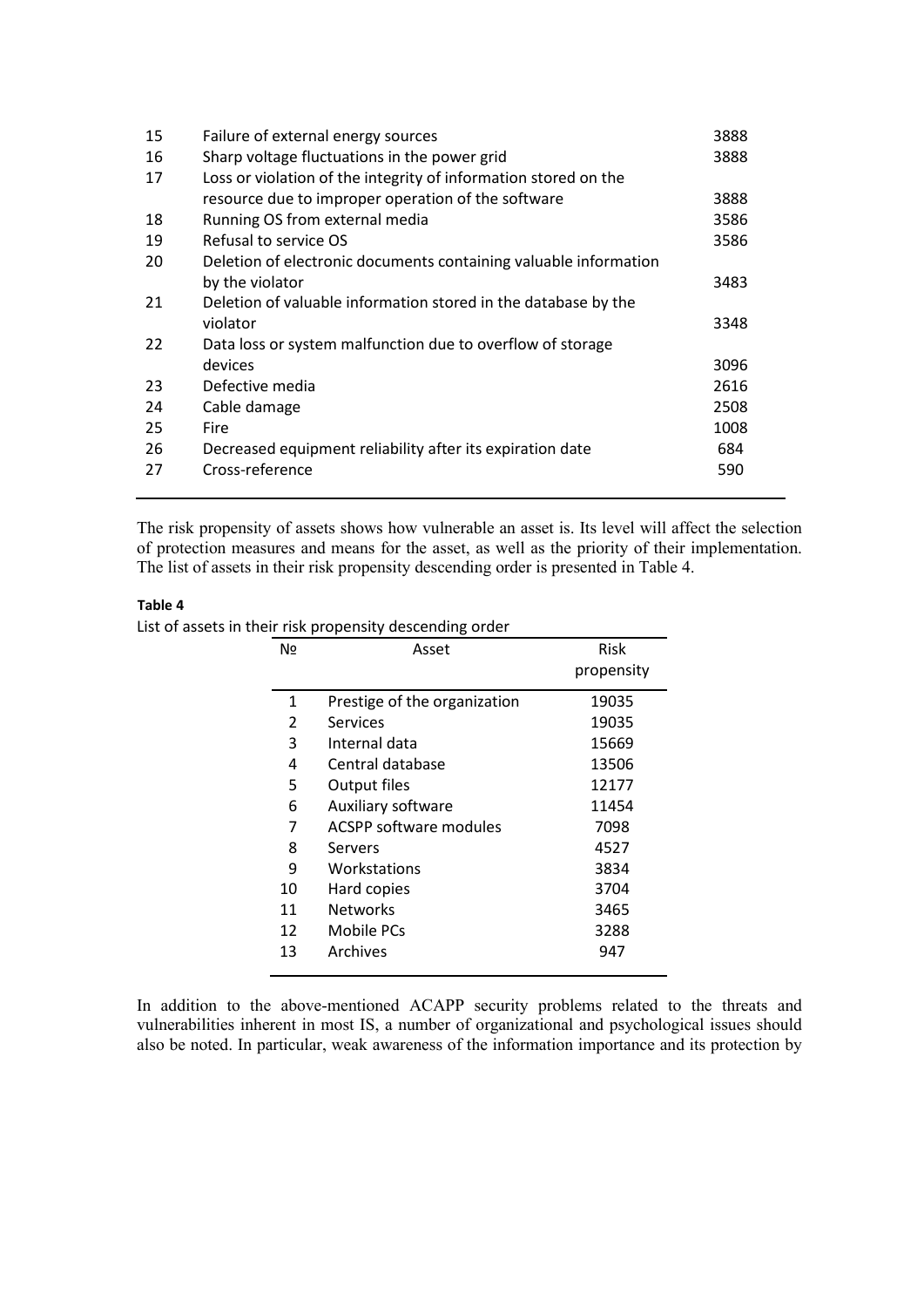| 15 | Failure of external energy sources | 3888 |
|---|---|---|
| 16 | Sharp voltage fluctuations in the power grid | 3888 |
| 17 | Loss or violation of the integrity of information stored on the resource due to improper operation of the software | 3888 |
| 18 | Running OS from external media | 3586 |
| 19 | Refusal to service OS | 3586 |
| 20 | Deletion of electronic documents containing valuable information by the violator | 3483 |
| 21 | Deletion of valuable information stored in the database by the violator | 3348 |
| 22 | Data loss or system malfunction due to overflow of storage devices | 3096 |
| 23 | Defective media | 2616 |
| 24 | Cable damage | 2508 |
| 25 | Fire | 1008 |
| 26 | Decreased equipment reliability after its expiration date | 684 |
| 27 | Cross-reference | 590 |

The risk propensity of assets shows how vulnerable an asset is. Its level will affect the selection of protection measures and means for the asset, as well as the priority of their implementation. The list of assets in their risk propensity descending order is presented in Table 4.

**Table 4**

List of assets in their risk propensity descending order

| № | Asset | Risk propensity |
|---|---|---|
| 1 | Prestige of the organization | 19035 |
| 2 | Services | 19035 |
| 3 | Internal data | 15669 |
| 4 | Central database | 13506 |
| 5 | Output files | 12177 |
| 6 | Auxiliary software | 11454 |
| 7 | ACSPP software modules | 7098 |
| 8 | Servers | 4527 |
| 9 | Workstations | 3834 |
| 10 | Hard copies | 3704 |
| 11 | Networks | 3465 |
| 12 | Mobile PCs | 3288 |
| 13 | Archives | 947 |

In addition to the above-mentioned ACAPP security problems related to the threats and vulnerabilities inherent in most IS, a number of organizational and psychological issues should also be noted. In particular, weak awareness of the information importance and its protection by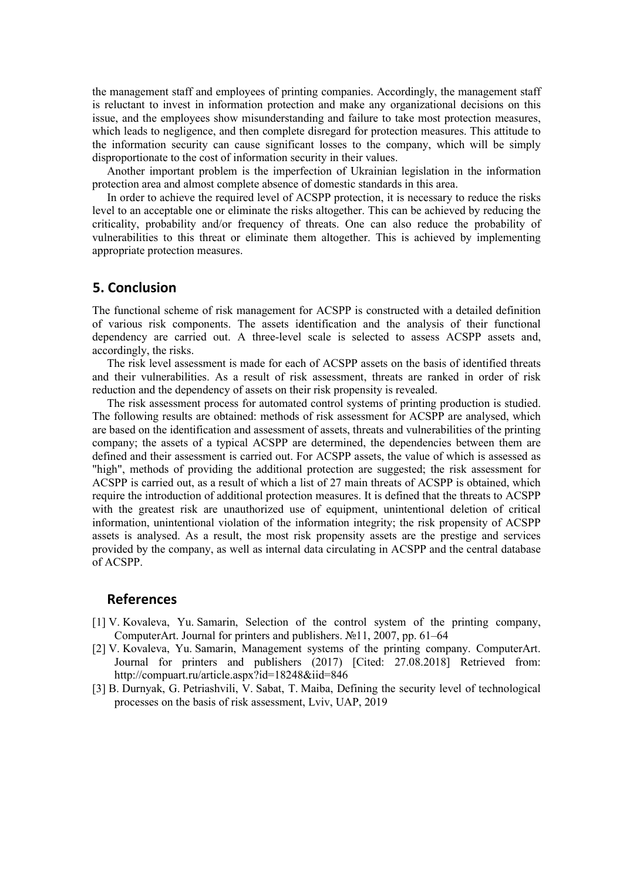the management staff and employees of printing companies. Accordingly, the management staff is reluctant to invest in information protection and make any organizational decisions on this issue, and the employees show misunderstanding and failure to take most protection measures, which leads to negligence, and then complete disregard for protection measures. This attitude to the information security can cause significant losses to the company, which will be simply disproportionate to the cost of information security in their values.

Another important problem is the imperfection of Ukrainian legislation in the information protection area and almost complete absence of domestic standards in this area.

In order to achieve the required level of ACSPP protection, it is necessary to reduce the risks level to an acceptable one or eliminate the risks altogether. This can be achieved by reducing the criticality, probability and/or frequency of threats. One can also reduce the probability of vulnerabilities to this threat or eliminate them altogether. This is achieved by implementing appropriate protection measures.

## 5. Conclusion

The functional scheme of risk management for ACSPP is constructed with a detailed definition of various risk components. The assets identification and the analysis of their functional dependency are carried out. A three-level scale is selected to assess ACSPP assets and, accordingly, the risks.

The risk level assessment is made for each of ACSPP assets on the basis of identified threats and their vulnerabilities. As a result of risk assessment, threats are ranked in order of risk reduction and the dependency of assets on their risk propensity is revealed.

The risk assessment process for automated control systems of printing production is studied. The following results are obtained: methods of risk assessment for ACSPP are analysed, which are based on the identification and assessment of assets, threats and vulnerabilities of the printing company; the assets of a typical ACSPP are determined, the dependencies between them are defined and their assessment is carried out. For ACSPP assets, the value of which is assessed as "high", methods of providing the additional protection are suggested; the risk assessment for ACSPP is carried out, as a result of which a list of 27 main threats of ACSPP is obtained, which require the introduction of additional protection measures. It is defined that the threats to ACSPP with the greatest risk are unauthorized use of equipment, unintentional deletion of critical information, unintentional violation of the information integrity; the risk propensity of ACSPP assets is analysed. As a result, the most risk propensity assets are the prestige and services provided by the company, as well as internal data circulating in ACSPP and the central database of ACSPP.

## References

[1] V. Kovaleva, Yu. Samarin, Selection of the control system of the printing company, ComputerArt. Journal for printers and publishers. №11, 2007, pp. 61–64

[2] V. Kovaleva, Yu. Samarin, Management systems of the printing company. ComputerArt. Journal for printers and publishers (2017) [Cited: 27.08.2018] Retrieved from: http://compuart.ru/article.aspx?id=18248&iid=846

[3] B. Durnyak, G. Petriashvili, V. Sabat, T. Maiba, Defining the security level of technological processes on the basis of risk assessment, Lviv, UAP, 2019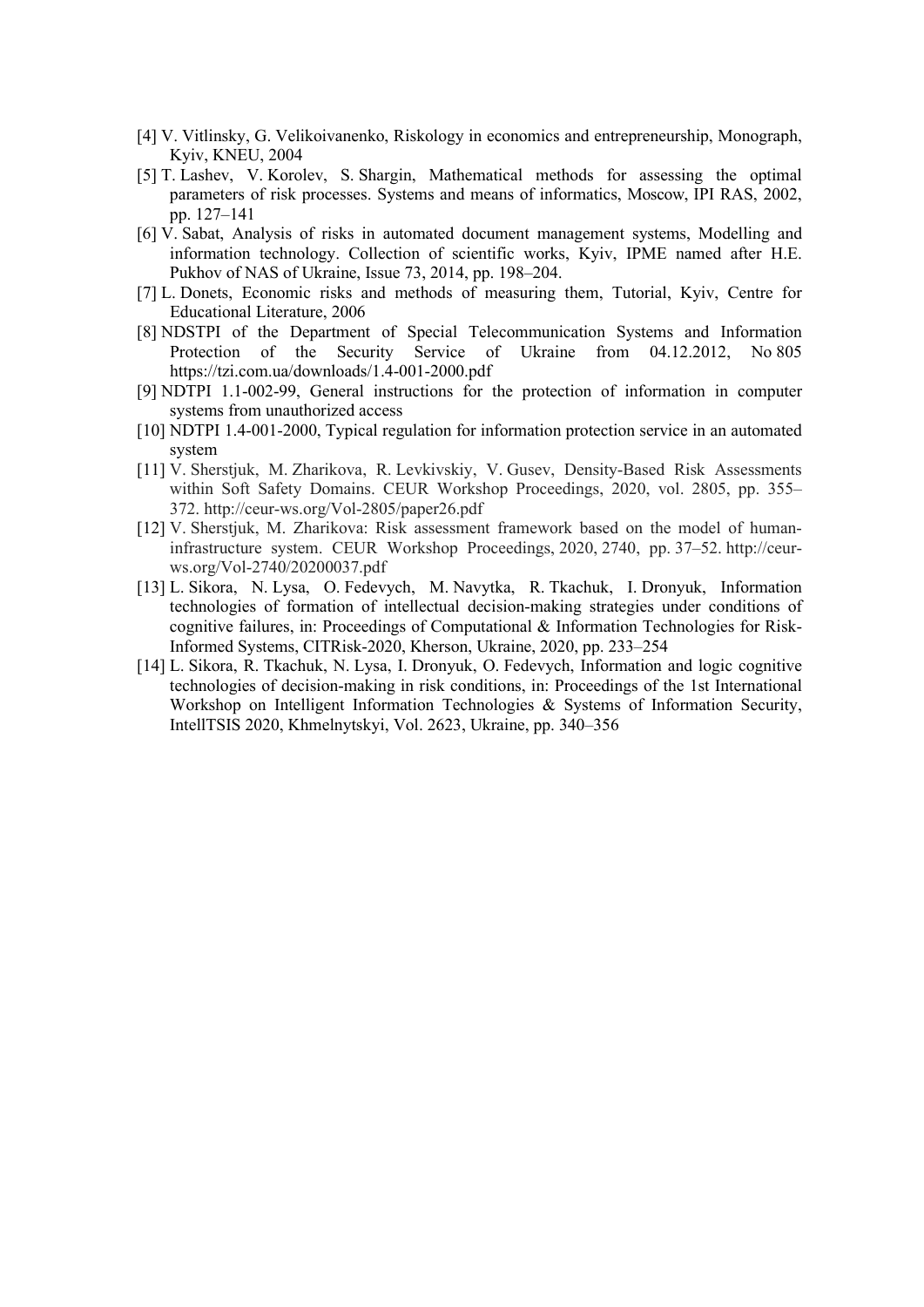[4] V. Vitlinsky, G. Velikoivanenko, Riskology in economics and entrepreneurship, Monograph, Kyiv, KNEU, 2004

[5] T. Lashev, V. Korolev, S. Shargin, Mathematical methods for assessing the optimal parameters of risk processes. Systems and means of informatics, Moscow, IPI RAS, 2002, pp. 127–141

[6] V. Sabat, Analysis of risks in automated document management systems, Modelling and information technology. Collection of scientific works, Kyiv, IPME named after H.E. Pukhov of NAS of Ukraine, Issue 73, 2014, pp. 198–204.

[7] L. Donets, Economic risks and methods of measuring them, Tutorial, Kyiv, Centre for Educational Literature, 2006

[8] NDSTPI of the Department of Special Telecommunication Systems and Information Protection of the Security Service of Ukraine from 04.12.2012, No 805 https://tzi.com.ua/downloads/1.4-001-2000.pdf

[9] NDTPI 1.1-002-99, General instructions for the protection of information in computer systems from unauthorized access

[10] NDTPI 1.4-001-2000, Typical regulation for information protection service in an automated system

[11] V. Sherstjuk, M. Zharikova, R. Levkivskiy, V. Gusev, Density-Based Risk Assessments within Soft Safety Domains. CEUR Workshop Proceedings, 2020, vol. 2805, pp. 355–372. http://ceur-ws.org/Vol-2805/paper26.pdf

[12] V. Sherstjuk, M. Zharikova: Risk assessment framework based on the model of human-infrastructure system. CEUR Workshop Proceedings, 2020, 2740, pp. 37–52. http://ceur-ws.org/Vol-2740/20200037.pdf

[13] L. Sikora, N. Lysa, O. Fedevych, M. Navytka, R. Tkachuk, I. Dronyuk, Information technologies of formation of intellectual decision-making strategies under conditions of cognitive failures, in: Proceedings of Computational & Information Technologies for Risk-Informed Systems, CITRisk-2020, Kherson, Ukraine, 2020, pp. 233–254

[14] L. Sikora, R. Tkachuk, N. Lysa, I. Dronyuk, O. Fedevych, Information and logic cognitive technologies of decision-making in risk conditions, in: Proceedings of the 1st International Workshop on Intelligent Information Technologies & Systems of Information Security, IntellTSIS 2020, Khmelnytskyi, Vol. 2623, Ukraine, pp. 340–356